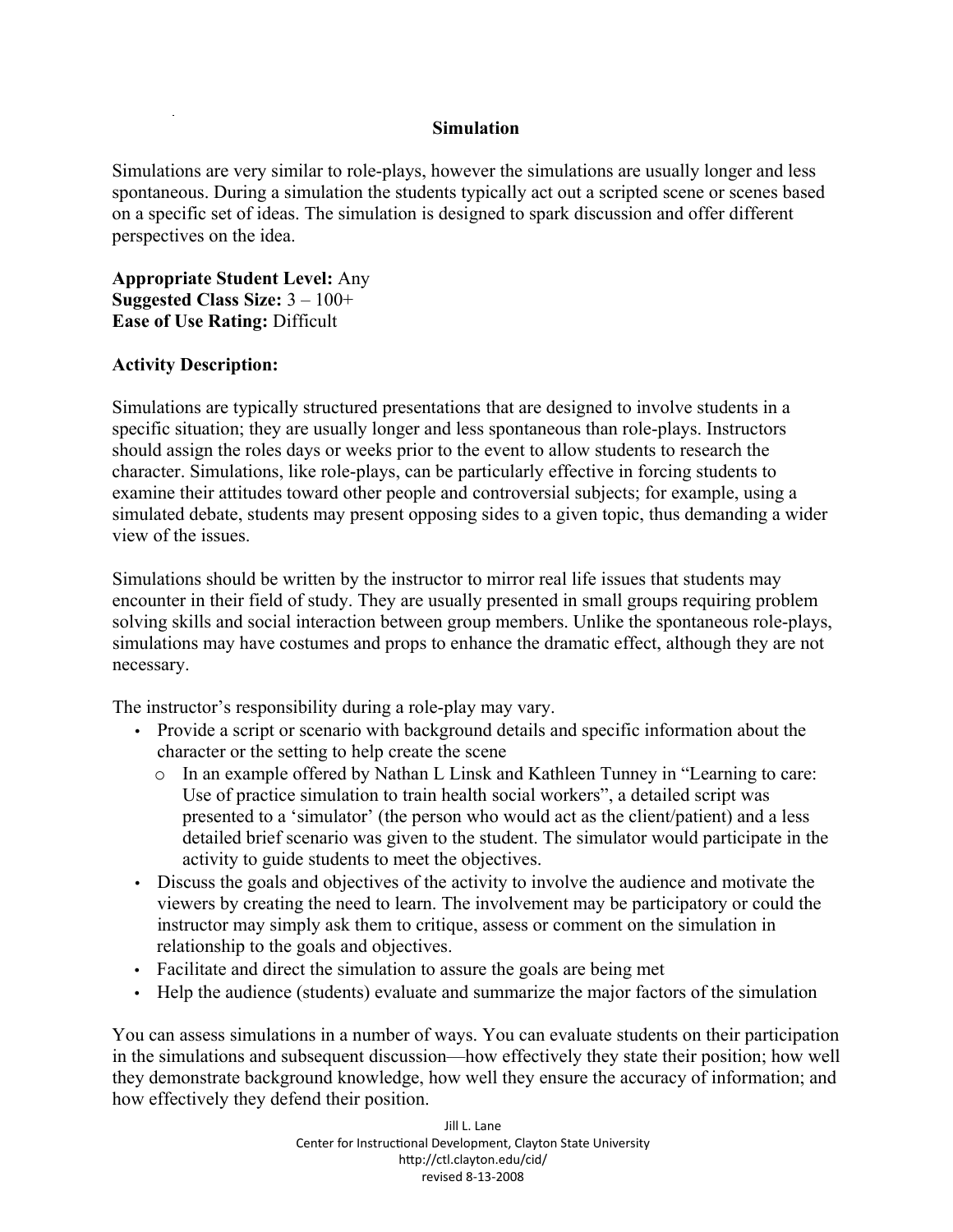# Simulation

Simulations are very similar to role-plays, however the simulations are usually longer and less spontaneous. During a simulation the students typically act out a scripted scene or scenes based on a specific set of ideas. The simulation is designed to spark discussion and offer different perspectives on the idea.

**Appropriate Student Level:** Any
**Suggested Class Size:** 3 – 100+
**Ease of Use Rating:** Difficult

**Activity Description:**

Simulations are typically structured presentations that are designed to involve students in a specific situation; they are usually longer and less spontaneous than role-plays. Instructors should assign the roles days or weeks prior to the event to allow students to research the character. Simulations, like role-plays, can be particularly effective in forcing students to examine their attitudes toward other people and controversial subjects; for example, using a simulated debate, students may present opposing sides to a given topic, thus demanding a wider view of the issues.

Simulations should be written by the instructor to mirror real life issues that students may encounter in their field of study. They are usually presented in small groups requiring problem solving skills and social interaction between group members. Unlike the spontaneous role-plays, simulations may have costumes and props to enhance the dramatic effect, although they are not necessary.

The instructor's responsibility during a role-play may vary.

- Provide a script or scenario with background details and specific information about the character or the setting to help create the scene
  - In an example offered by Nathan L Linsk and Kathleen Tunney in "Learning to care: Use of practice simulation to train health social workers", a detailed script was presented to a 'simulator' (the person who would act as the client/patient) and a less detailed brief scenario was given to the student. The simulator would participate in the activity to guide students to meet the objectives.
- Discuss the goals and objectives of the activity to involve the audience and motivate the viewers by creating the need to learn. The involvement may be participatory or could the instructor may simply ask them to critique, assess or comment on the simulation in relationship to the goals and objectives.
- Facilitate and direct the simulation to assure the goals are being met
- Help the audience (students) evaluate and summarize the major factors of the simulation

You can assess simulations in a number of ways. You can evaluate students on their participation in the simulations and subsequent discussion—how effectively they state their position; how well they demonstrate background knowledge, how well they ensure the accuracy of information; and how effectively they defend their position.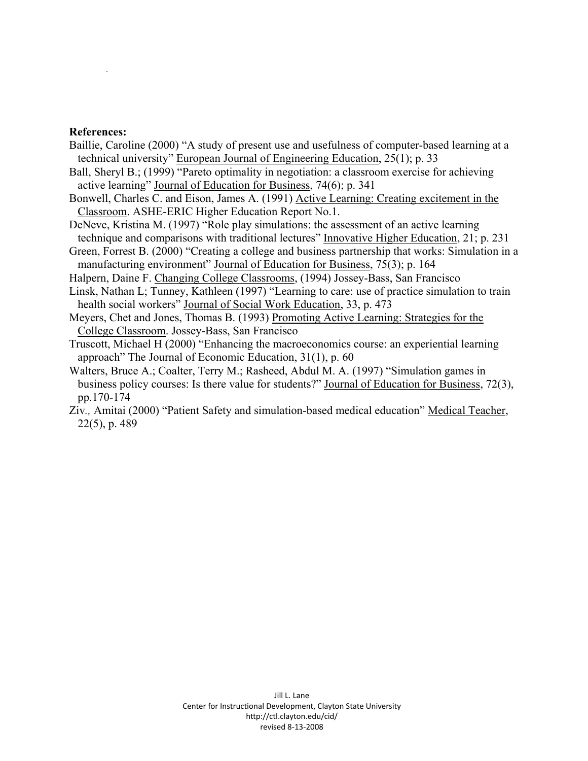**References:**

Baillie, Caroline (2000) "A study of present use and usefulness of computer-based learning at a technical university" European Journal of Engineering Education, 25(1); p. 33

Ball, Sheryl B.; (1999) "Pareto optimality in negotiation: a classroom exercise for achieving active learning" Journal of Education for Business, 74(6); p. 341

Bonwell, Charles C. and Eison, James A. (1991) Active Learning: Creating excitement in the Classroom. ASHE-ERIC Higher Education Report No.1.

DeNeve, Kristina M. (1997) "Role play simulations: the assessment of an active learning technique and comparisons with traditional lectures" Innovative Higher Education, 21; p. 231

Green, Forrest B. (2000) "Creating a college and business partnership that works: Simulation in a manufacturing environment" Journal of Education for Business, 75(3); p. 164

Halpern, Daine F. Changing College Classrooms, (1994) Jossey-Bass, San Francisco

Linsk, Nathan L; Tunney, Kathleen (1997) "Learning to care: use of practice simulation to train health social workers" Journal of Social Work Education, 33, p. 473

Meyers, Chet and Jones, Thomas B. (1993) Promoting Active Learning: Strategies for the College Classroom. Jossey-Bass, San Francisco

Truscott, Michael H (2000) "Enhancing the macroeconomics course: an experiential learning approach" The Journal of Economic Education, 31(1), p. 60

Walters, Bruce A.; Coalter, Terry M.; Rasheed, Abdul M. A. (1997) "Simulation games in business policy courses: Is there value for students?" Journal of Education for Business, 72(3), pp.170-174

Ziv., Amitai (2000) "Patient Safety and simulation-based medical education" Medical Teacher, 22(5), p. 489